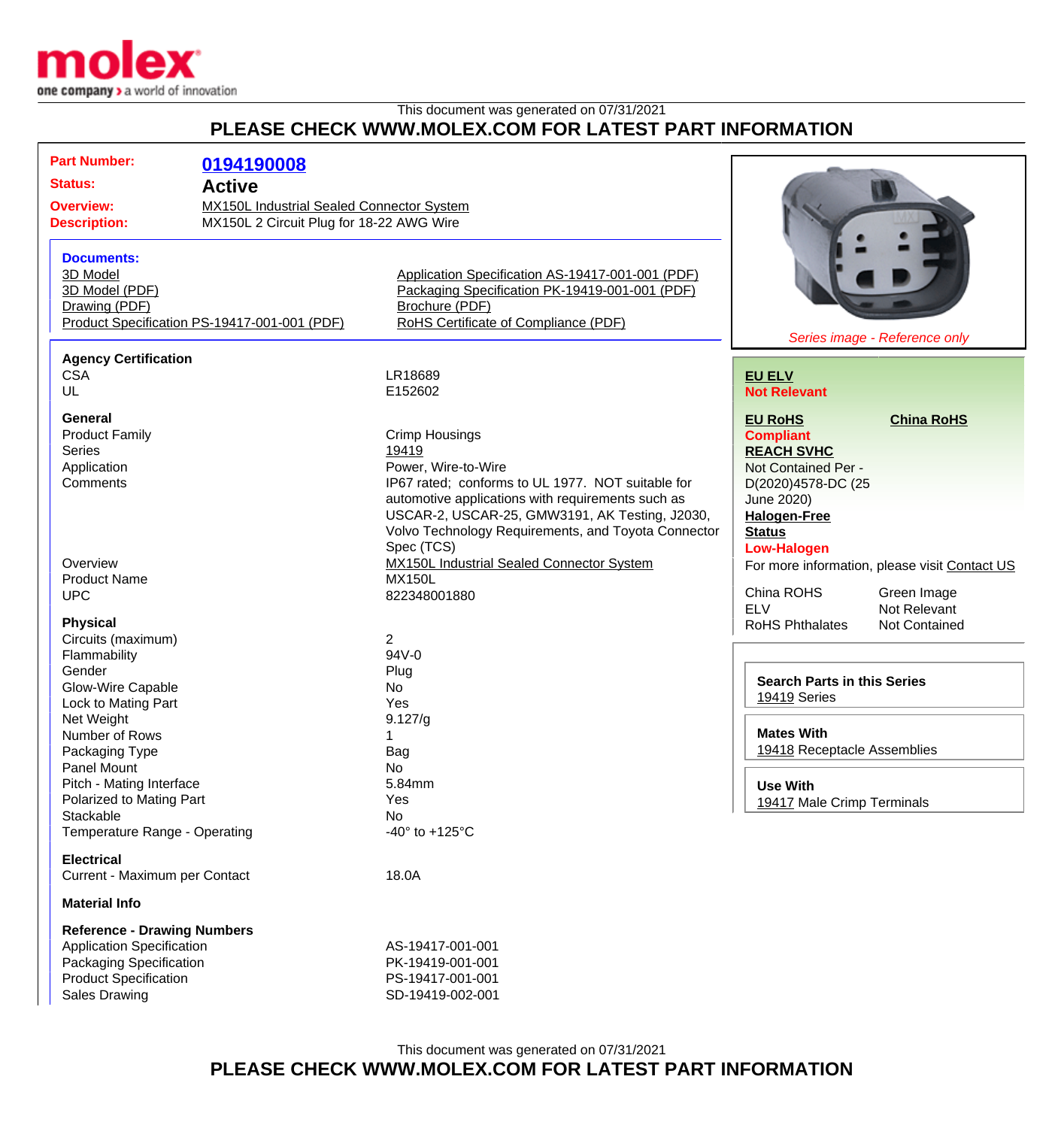This document was generated on 07/31/2021

## PLEASE CHECK WWW.MOLEX.COM FOR LATEST PART INFORMATION

| | |
|---|---|
| **Part Number:** | **0194190008** |
| **Status:** | **Active** |
| **Overview:** | MX150L Industrial Sealed Connector System |
| **Description:** | MX150L 2 Circuit Plug for 18-22 AWG Wire |

**Documents:**

- 3D Model
- 3D Model (PDF)
- Drawing (PDF)
- Product Specification PS-19417-001-001 (PDF)
- Application Specification AS-19417-001-001 (PDF)
- Packaging Specification PK-19419-001-001 (PDF)
- Brochure (PDF)
- RoHS Certificate of Compliance (PDF)

*Series image - Reference only*

**EU ELV**
**Not Relevant**

**EU RoHS**
**Compliant**

**China RoHS**

**REACH SVHC**
Not Contained Per - D(2020)4578-DC (25 June 2020)

**Halogen-Free Status**
**Low-Halogen**

For more information, please visit Contact US

| | |
|---|---|
| China ROHS | Green Image |
| ELV | Not Relevant |
| RoHS Phthalates | Not Contained |

**Search Parts in this Series**
19419 Series

**Mates With**
19418 Receptacle Assemblies

**Use With**
19417 Male Crimp Terminals

**Agency Certification**

| | |
|---|---|
| CSA | LR18689 |
| UL | E152602 |

**General**

| | |
|---|---|
| Product Family | Crimp Housings |
| Series | 19419 |
| Application | Power, Wire-to-Wire |
| Comments | IP67 rated; conforms to UL 1977. NOT suitable for automotive applications with requirements such as USCAR-2, USCAR-25, GMW3191, AK Testing, J2030, Volvo Technology Requirements, and Toyota Connector Spec (TCS) |
| Overview | MX150L Industrial Sealed Connector System |
| Product Name | MX150L |
| UPC | 822348001880 |

**Physical**

| | |
|---|---|
| Circuits (maximum) | 2 |
| Flammability | 94V-0 |
| Gender | Plug |
| Glow-Wire Capable | No |
| Lock to Mating Part | Yes |
| Net Weight | 9.127/g |
| Number of Rows | 1 |
| Packaging Type | Bag |
| Panel Mount | No |
| Pitch - Mating Interface | 5.84mm |
| Polarized to Mating Part | Yes |
| Stackable | No |
| Temperature Range - Operating | -40° to +125°C |

**Electrical**

| | |
|---|---|
| Current - Maximum per Contact | 18.0A |

**Material Info**

**Reference - Drawing Numbers**

| | |
|---|---|
| Application Specification | AS-19417-001-001 |
| Packaging Specification | PK-19419-001-001 |
| Product Specification | PS-19417-001-001 |
| Sales Drawing | SD-19419-002-001 |

This document was generated on 07/31/2021

## PLEASE CHECK WWW.MOLEX.COM FOR LATEST PART INFORMATION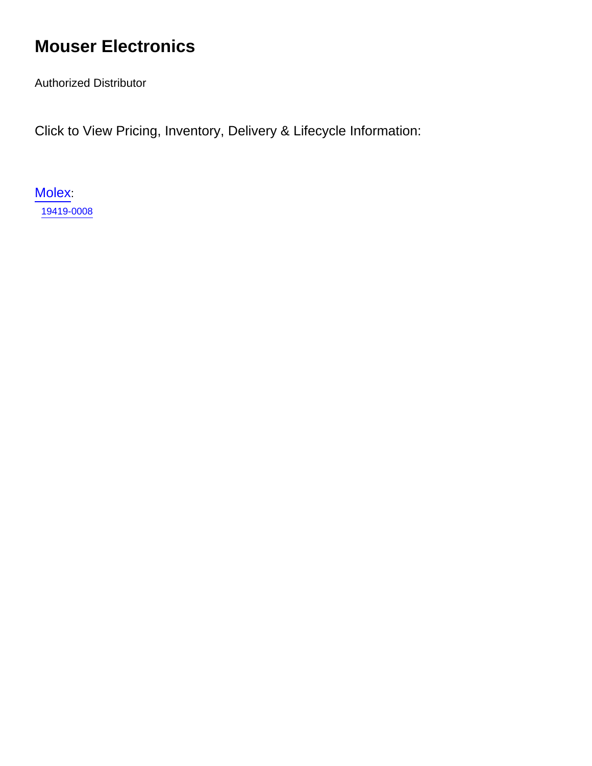# Mouser Electronics

Authorized Distributor

Click to View Pricing, Inventory, Delivery & Lifecycle Information:

Molex:

19419-0008